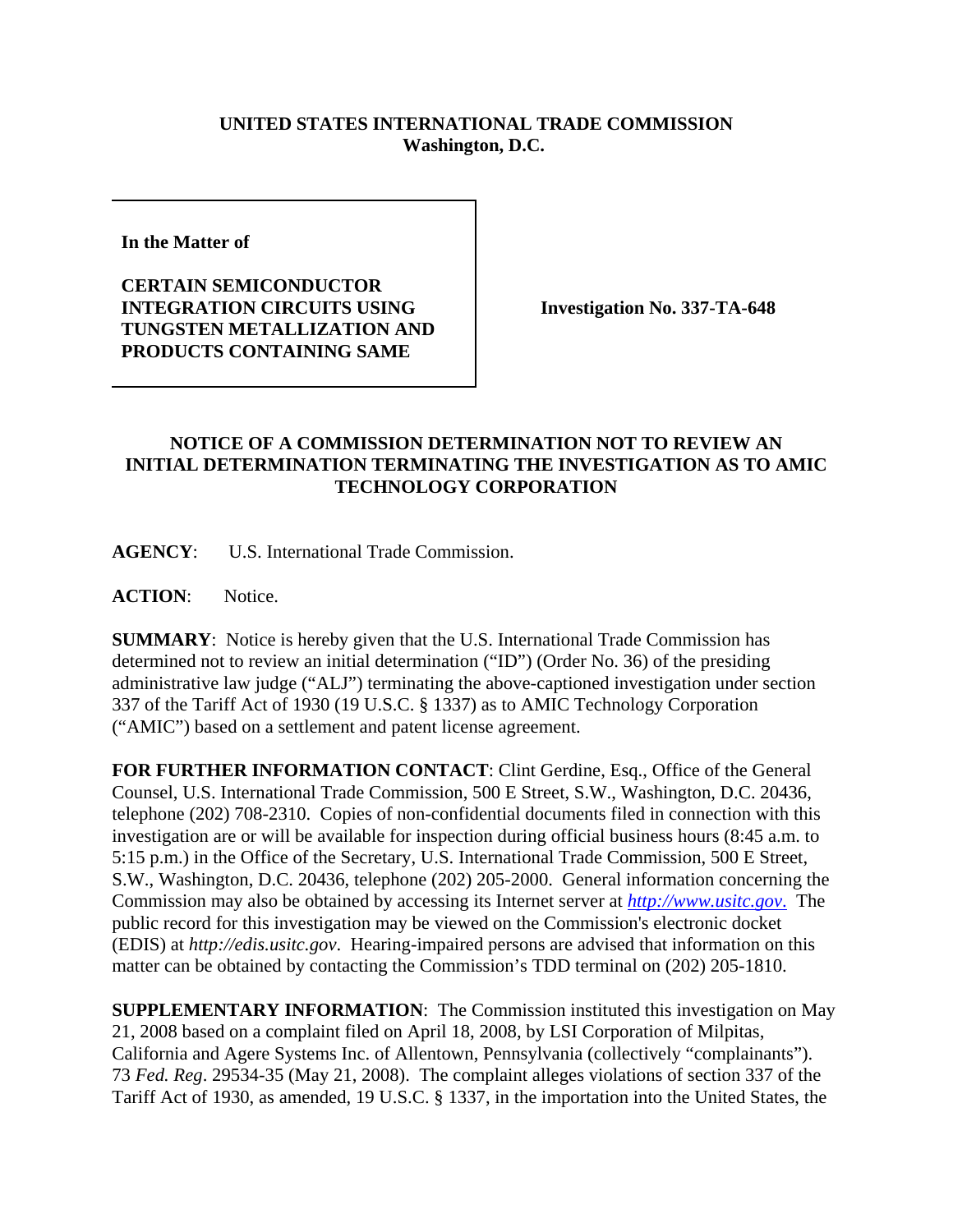**UNITED STATES INTERNATIONAL TRADE COMMISSION**
**Washington, D.C.**

**In the Matter of**

**CERTAIN SEMICONDUCTOR INTEGRATION CIRCUITS USING TUNGSTEN METALLIZATION AND PRODUCTS CONTAINING SAME**

**Investigation No. 337-TA-648**

**NOTICE OF A COMMISSION DETERMINATION NOT TO REVIEW AN INITIAL DETERMINATION TERMINATING THE INVESTIGATION AS TO AMIC TECHNOLOGY CORPORATION**

**AGENCY**: U.S. International Trade Commission.

**ACTION**: Notice.

**SUMMARY**: Notice is hereby given that the U.S. International Trade Commission has determined not to review an initial determination ("ID") (Order No. 36) of the presiding administrative law judge ("ALJ") terminating the above-captioned investigation under section 337 of the Tariff Act of 1930 (19 U.S.C. § 1337) as to AMIC Technology Corporation ("AMIC") based on a settlement and patent license agreement.

**FOR FURTHER INFORMATION CONTACT**: Clint Gerdine, Esq., Office of the General Counsel, U.S. International Trade Commission, 500 E Street, S.W., Washington, D.C. 20436, telephone (202) 708-2310. Copies of non-confidential documents filed in connection with this investigation are or will be available for inspection during official business hours (8:45 a.m. to 5:15 p.m.) in the Office of the Secretary, U.S. International Trade Commission, 500 E Street, S.W., Washington, D.C. 20436, telephone (202) 205-2000. General information concerning the Commission may also be obtained by accessing its Internet server at *http://www.usitc.gov*. The public record for this investigation may be viewed on the Commission's electronic docket (EDIS) at *http://edis.usitc.gov*. Hearing-impaired persons are advised that information on this matter can be obtained by contacting the Commission's TDD terminal on (202) 205-1810.

**SUPPLEMENTARY INFORMATION**: The Commission instituted this investigation on May 21, 2008 based on a complaint filed on April 18, 2008, by LSI Corporation of Milpitas, California and Agere Systems Inc. of Allentown, Pennsylvania (collectively "complainants"). 73 *Fed. Reg*. 29534-35 (May 21, 2008). The complaint alleges violations of section 337 of the Tariff Act of 1930, as amended, 19 U.S.C. § 1337, in the importation into the United States, the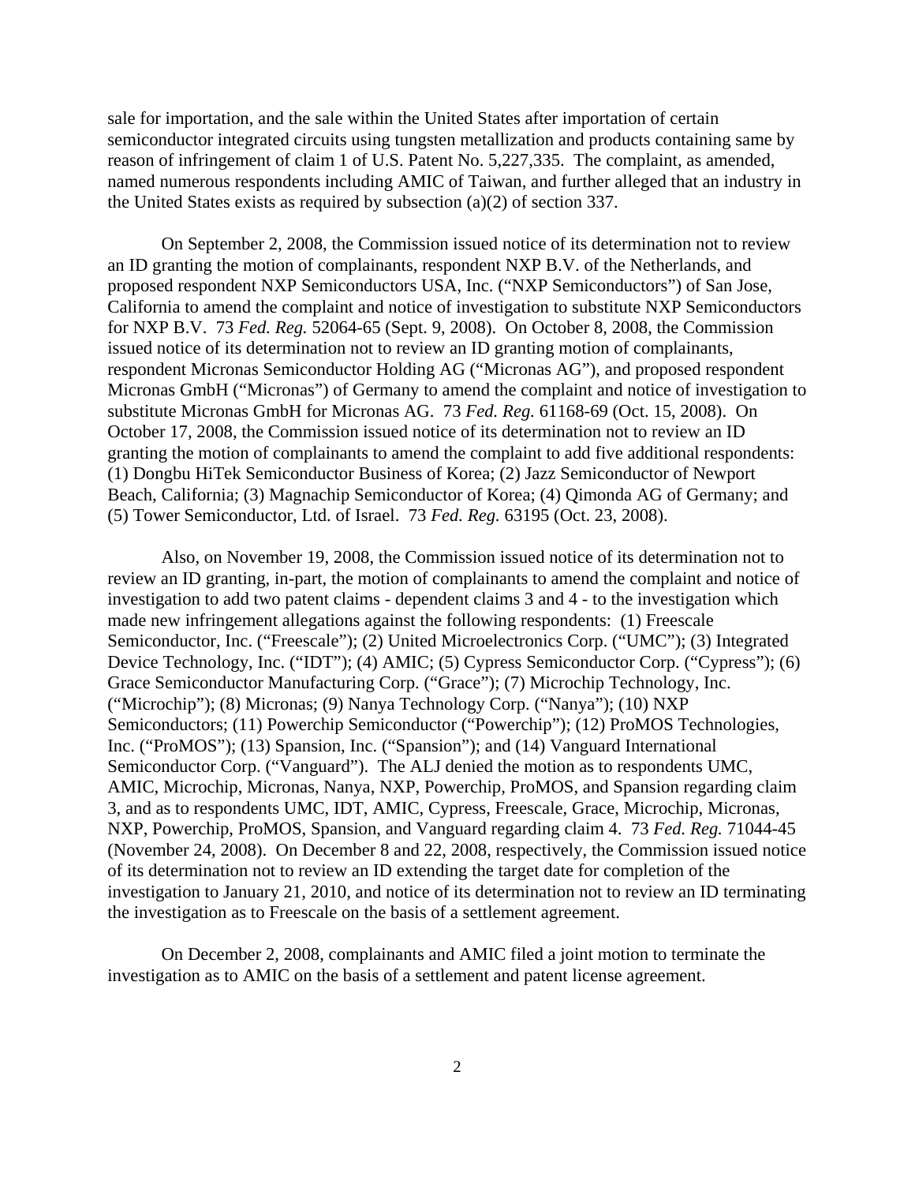sale for importation, and the sale within the United States after importation of certain semiconductor integrated circuits using tungsten metallization and products containing same by reason of infringement of claim 1 of U.S. Patent No. 5,227,335. The complaint, as amended, named numerous respondents including AMIC of Taiwan, and further alleged that an industry in the United States exists as required by subsection (a)(2) of section 337.

On September 2, 2008, the Commission issued notice of its determination not to review an ID granting the motion of complainants, respondent NXP B.V. of the Netherlands, and proposed respondent NXP Semiconductors USA, Inc. ("NXP Semiconductors") of San Jose, California to amend the complaint and notice of investigation to substitute NXP Semiconductors for NXP B.V. 73 *Fed. Reg.* 52064-65 (Sept. 9, 2008). On October 8, 2008, the Commission issued notice of its determination not to review an ID granting motion of complainants, respondent Micronas Semiconductor Holding AG ("Micronas AG"), and proposed respondent Micronas GmbH ("Micronas") of Germany to amend the complaint and notice of investigation to substitute Micronas GmbH for Micronas AG. 73 *Fed. Reg.* 61168-69 (Oct. 15, 2008). On October 17, 2008, the Commission issued notice of its determination not to review an ID granting the motion of complainants to amend the complaint to add five additional respondents: (1) Dongbu HiTek Semiconductor Business of Korea; (2) Jazz Semiconductor of Newport Beach, California; (3) Magnachip Semiconductor of Korea; (4) Qimonda AG of Germany; and (5) Tower Semiconductor, Ltd. of Israel. 73 *Fed. Reg.* 63195 (Oct. 23, 2008).

Also, on November 19, 2008, the Commission issued notice of its determination not to review an ID granting, in-part, the motion of complainants to amend the complaint and notice of investigation to add two patent claims - dependent claims 3 and 4 - to the investigation which made new infringement allegations against the following respondents: (1) Freescale Semiconductor, Inc. ("Freescale"); (2) United Microelectronics Corp. ("UMC"); (3) Integrated Device Technology, Inc. ("IDT"); (4) AMIC; (5) Cypress Semiconductor Corp. ("Cypress"); (6) Grace Semiconductor Manufacturing Corp. ("Grace"); (7) Microchip Technology, Inc. ("Microchip"); (8) Micronas; (9) Nanya Technology Corp. ("Nanya"); (10) NXP Semiconductors; (11) Powerchip Semiconductor ("Powerchip"); (12) ProMOS Technologies, Inc. ("ProMOS"); (13) Spansion, Inc. ("Spansion"); and (14) Vanguard International Semiconductor Corp. ("Vanguard"). The ALJ denied the motion as to respondents UMC, AMIC, Microchip, Micronas, Nanya, NXP, Powerchip, ProMOS, and Spansion regarding claim 3, and as to respondents UMC, IDT, AMIC, Cypress, Freescale, Grace, Microchip, Micronas, NXP, Powerchip, ProMOS, Spansion, and Vanguard regarding claim 4. 73 *Fed. Reg.* 71044-45 (November 24, 2008). On December 8 and 22, 2008, respectively, the Commission issued notice of its determination not to review an ID extending the target date for completion of the investigation to January 21, 2010, and notice of its determination not to review an ID terminating the investigation as to Freescale on the basis of a settlement agreement.

On December 2, 2008, complainants and AMIC filed a joint motion to terminate the investigation as to AMIC on the basis of a settlement and patent license agreement.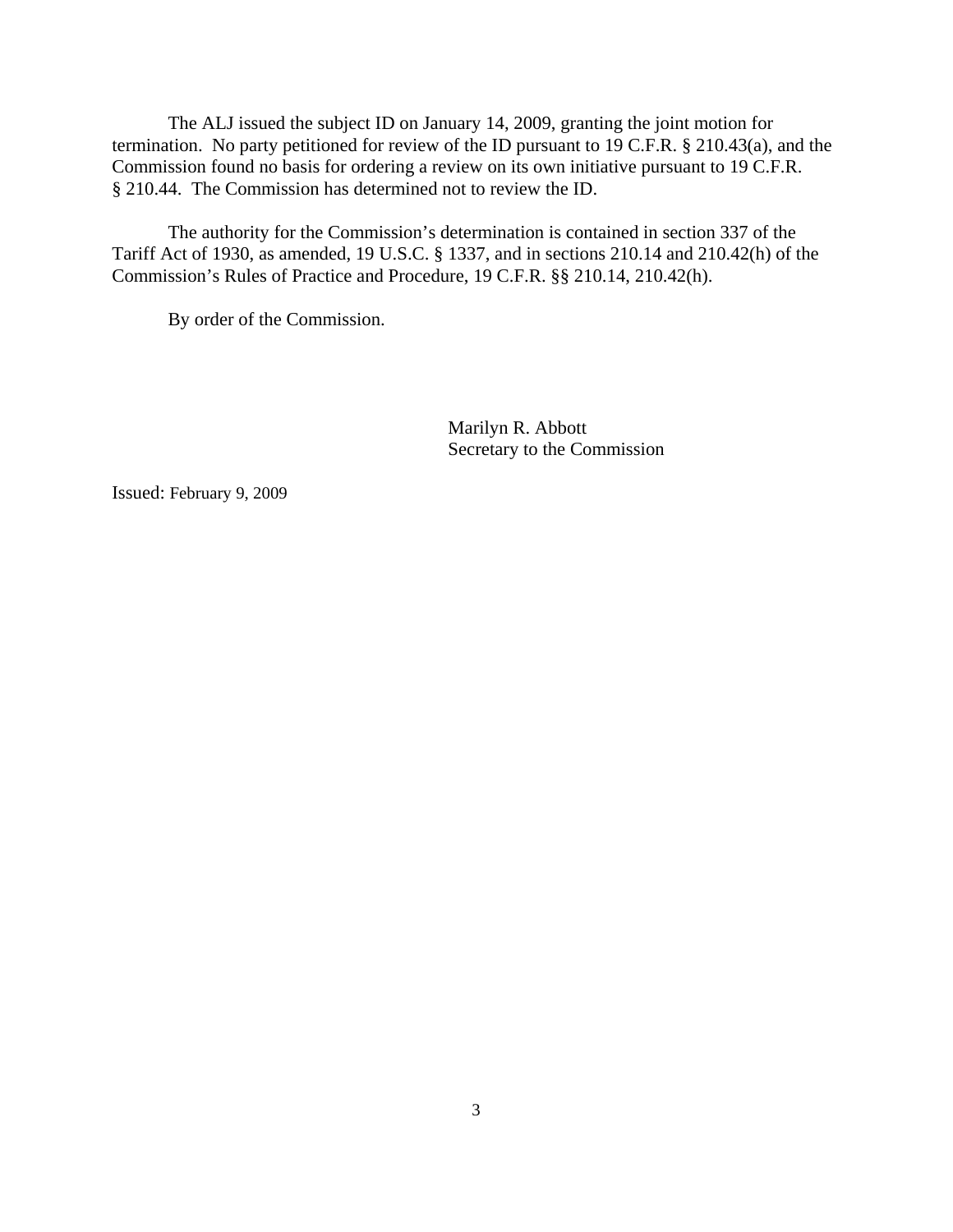The ALJ issued the subject ID on January 14, 2009, granting the joint motion for termination. No party petitioned for review of the ID pursuant to 19 C.F.R. § 210.43(a), and the Commission found no basis for ordering a review on its own initiative pursuant to 19 C.F.R. § 210.44. The Commission has determined not to review the ID.

The authority for the Commission's determination is contained in section 337 of the Tariff Act of 1930, as amended, 19 U.S.C. § 1337, and in sections 210.14 and 210.42(h) of the Commission's Rules of Practice and Procedure, 19 C.F.R. §§ 210.14, 210.42(h).

By order of the Commission.

Marilyn R. Abbott
Secretary to the Commission

Issued: February 9, 2009